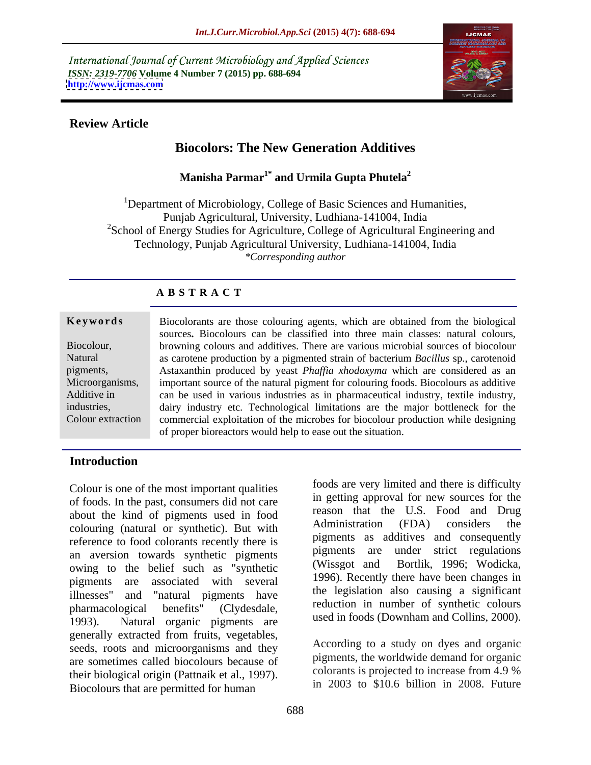International Journal of Current Microbiology and Applied Sciences
*ISSN: 2319-7706* **Volume 4 Number 7 (2015) pp. 688-694**
**http://www.ijcmas.com**

**Review Article**

# Biocolors: The New Generation Additives

**Manisha Parmar[1*] and Urmila Gupta Phutela[2]**

[1]Department of Microbiology, College of Basic Sciences and Humanities, Punjab Agricultural, University, Ludhiana-141004, India
[2]School of Energy Studies for Agriculture, College of Agricultural Engineering and Technology, Punjab Agricultural University, Ludhiana-141004, India
*\*Corresponding author*

## A B S T R A C T

**Keywords**

Biocolour, Natural pigments, Microorganisms, Additive in industries, Colour extraction

Biocolorants are those colouring agents, which are obtained from the biological sources**.** Biocolours can be classified into three main classes: natural colours, browning colours and additives. There are various microbial sources of biocolour as carotene production by a pigmented strain of bacterium *Bacillus* sp., carotenoid Astaxanthin produced by yeast *Phaffia xhodoxyma* which are considered as an important source of the natural pigment for colouring foods. Biocolours as additive can be used in various industries as in pharmaceutical industry, textile industry, dairy industry etc. Technological limitations are the major bottleneck for the commercial exploitation of the microbes for biocolour production while designing of proper bioreactors would help to ease out the situation.

## Introduction

Colour is one of the most important qualities of foods. In the past, consumers did not care about the kind of pigments used in food colouring (natural or synthetic). But with reference to food colorants recently there is an aversion towards synthetic pigments owing to the belief such as "synthetic pigments are associated with several illnesses" and "natural pigments have pharmacological benefits" (Clydesdale, 1993). Natural organic pigments are generally extracted from fruits, vegetables, seeds, roots and microorganisms and they are sometimes called biocolours because of their biological origin (Pattnaik et al., 1997). Biocolours that are permitted for human foods are very limited and there is difficulty in getting approval for new sources for the reason that the U.S. Food and Drug Administration (FDA) considers the pigments as additives and consequently pigments are under strict regulations (Wissgot and Bortlik, 1996; Wodicka, 1996). Recently there have been changes in the legislation also causing a significant reduction in number of synthetic colours used in foods (Downham and Collins, 2000).

According to a study on dyes and organic pigments, the worldwide demand for organic colorants is projected to increase from 4.9 % in 2003 to $10.6 billion in 2008. Future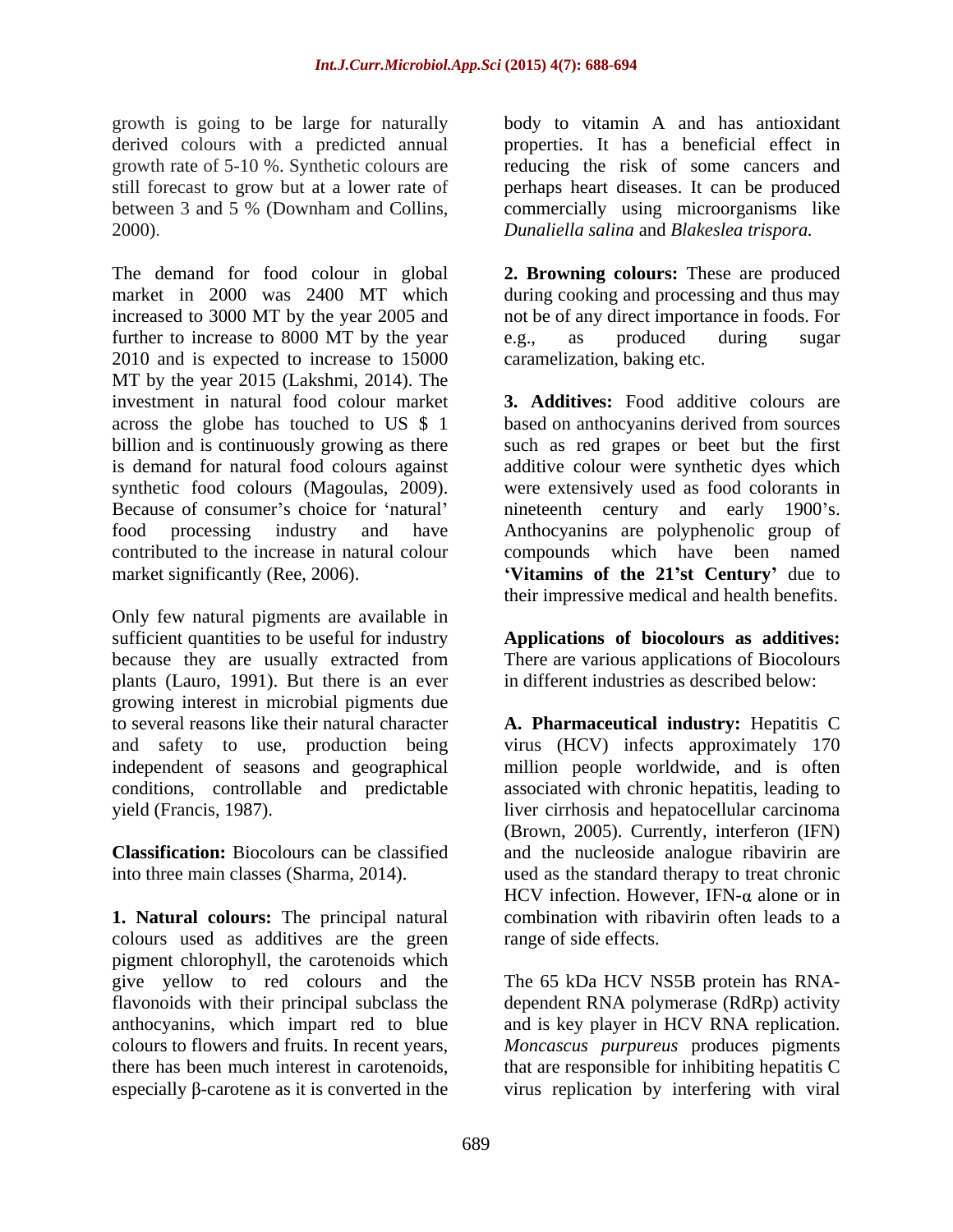growth is going to be large for naturally derived colours with a predicted annual growth rate of 5-10 %. Synthetic colours are still forecast to grow but at a lower rate of between 3 and 5 % (Downham and Collins, 2000).

The demand for food colour in global market in 2000 was 2400 MT which increased to 3000 MT by the year 2005 and further to increase to 8000 MT by the year 2010 and is expected to increase to 15000 MT by the year 2015 (Lakshmi, 2014). The investment in natural food colour market across the globe has touched to US $ 1 billion and is continuously growing as there is demand for natural food colours against synthetic food colours (Magoulas, 2009). Because of consumer's choice for 'natural' food processing industry and have contributed to the increase in natural colour market significantly (Ree, 2006).

Only few natural pigments are available in sufficient quantities to be useful for industry because they are usually extracted from plants (Lauro, 1991). But there is an ever growing interest in microbial pigments due to several reasons like their natural character and safety to use, production being independent of seasons and geographical conditions, controllable and predictable yield (Francis, 1987).

**Classification:** Biocolours can be classified into three main classes (Sharma, 2014).

**1. Natural colours:** The principal natural colours used as additives are the green pigment chlorophyll, the carotenoids which give yellow to red colours and the flavonoids with their principal subclass the anthocyanins, which impart red to blue colours to flowers and fruits. In recent years, there has been much interest in carotenoids, especially β-carotene as it is converted in the body to vitamin A and has antioxidant properties. It has a beneficial effect in reducing the risk of some cancers and perhaps heart diseases. It can be produced commercially using microorganisms like *Dunaliella salina* and *Blakeslea trispora.*

**2. Browning colours:** These are produced during cooking and processing and thus may not be of any direct importance in foods. For e.g., as produced during sugar caramelization, baking etc.

**3. Additives:** Food additive colours are based on anthocyanins derived from sources such as red grapes or beet but the first additive colour were synthetic dyes which were extensively used as food colorants in nineteenth century and early 1900's. Anthocyanins are polyphenolic group of compounds which have been named **'Vitamins of the 21'st Century'** due to their impressive medical and health benefits.

**Applications of biocolours as additives:** There are various applications of Biocolours in different industries as described below:

**A. Pharmaceutical industry:** Hepatitis C virus (HCV) infects approximately 170 million people worldwide, and is often associated with chronic hepatitis, leading to liver cirrhosis and hepatocellular carcinoma (Brown, 2005). Currently, interferon (IFN) and the nucleoside analogue ribavirin are used as the standard therapy to treat chronic HCV infection. However, IFN-α alone or in combination with ribavirin often leads to a range of side effects.

The 65 kDa HCV NS5B protein has RNA-dependent RNA polymerase (RdRp) activity and is key player in HCV RNA replication. *Moncascus purpureus* produces pigments that are responsible for inhibiting hepatitis C virus replication by interfering with viral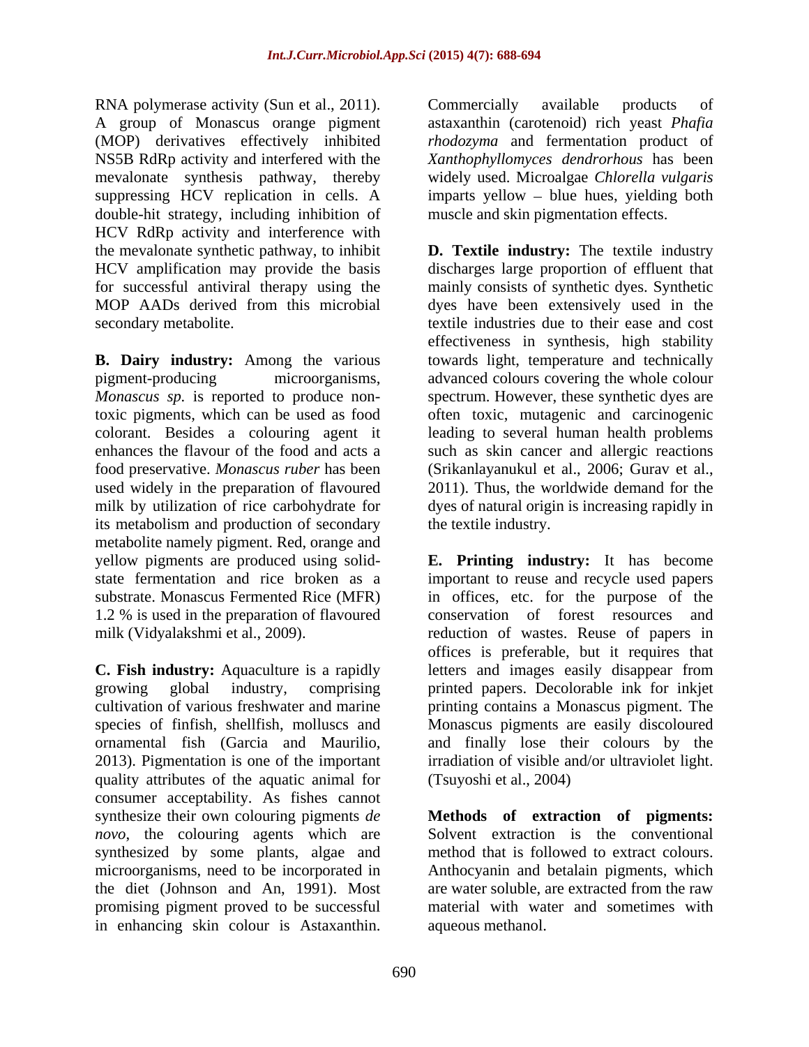RNA polymerase activity (Sun et al., 2011). A group of Monascus orange pigment (MOP) derivatives effectively inhibited NS5B RdRp activity and interfered with the mevalonate synthesis pathway, thereby suppressing HCV replication in cells. A double-hit strategy, including inhibition of HCV RdRp activity and interference with the mevalonate synthetic pathway, to inhibit HCV amplification may provide the basis for successful antiviral therapy using the MOP AADs derived from this microbial secondary metabolite.

**B. Dairy industry:** Among the various pigment-producing microorganisms, *Monascus sp.* is reported to produce non-toxic pigments, which can be used as food colorant. Besides a colouring agent it enhances the flavour of the food and acts a food preservative. *Monascus ruber* has been used widely in the preparation of flavoured milk by utilization of rice carbohydrate for its metabolism and production of secondary metabolite namely pigment. Red, orange and yellow pigments are produced using solid-state fermentation and rice broken as a substrate. Monascus Fermented Rice (MFR) 1.2 % is used in the preparation of flavoured milk (Vidyalakshmi et al., 2009).

**C. Fish industry:** Aquaculture is a rapidly growing global industry, comprising cultivation of various freshwater and marine species of finfish, shellfish, molluscs and ornamental fish (Garcia and Maurilio, 2013). Pigmentation is one of the important quality attributes of the aquatic animal for consumer acceptability. As fishes cannot synthesize their own colouring pigments *de novo*, the colouring agents which are synthesized by some plants, algae and microorganisms, need to be incorporated in the diet (Johnson and An, 1991). Most promising pigment proved to be successful in enhancing skin colour is Astaxanthin. Commercially available products of astaxanthin (carotenoid) rich yeast *Phafia rhodozyma* and fermentation product of *Xanthophyllomyces dendrorhous* has been widely used. Microalgae *Chlorella vulgaris* imparts yellow – blue hues, yielding both muscle and skin pigmentation effects.

**D. Textile industry:** The textile industry discharges large proportion of effluent that mainly consists of synthetic dyes. Synthetic dyes have been extensively used in the textile industries due to their ease and cost effectiveness in synthesis, high stability towards light, temperature and technically advanced colours covering the whole colour spectrum. However, these synthetic dyes are often toxic, mutagenic and carcinogenic leading to several human health problems such as skin cancer and allergic reactions (Srikanlayanukul et al., 2006; Gurav et al., 2011). Thus, the worldwide demand for the dyes of natural origin is increasing rapidly in the textile industry.

**E. Printing industry:** It has become important to reuse and recycle used papers in offices, etc. for the purpose of the conservation of forest resources and reduction of wastes. Reuse of papers in offices is preferable, but it requires that letters and images easily disappear from printed papers. Decolorable ink for inkjet printing contains a Monascus pigment. The Monascus pigments are easily discoloured and finally lose their colours by the irradiation of visible and/or ultraviolet light. (Tsuyoshi et al., 2004)

**Methods of extraction of pigments:** Solvent extraction is the conventional method that is followed to extract colours. Anthocyanin and betalain pigments, which are water soluble, are extracted from the raw material with water and sometimes with aqueous methanol.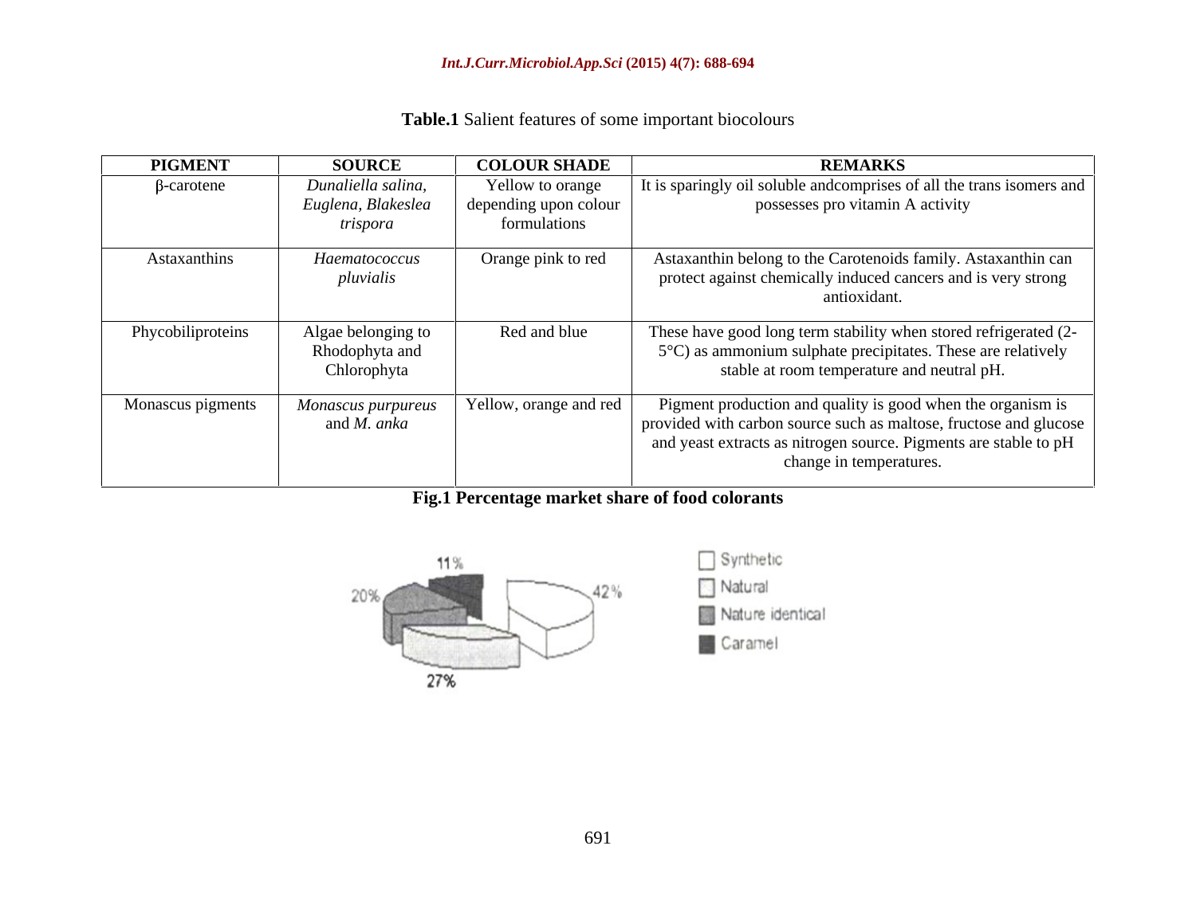**Table.1** Salient features of some important biocolours

| PIGMENT | SOURCE | COLOUR SHADE | REMARKS |
|---|---|---|---|
| β-carotene | *Dunaliella salina, Euglena, Blakeslea trispora* | Yellow to orange depending upon colour formulations | It is sparingly oil soluble andcomprises of all the trans isomers and possesses pro vitamin A activity |
| Astaxanthins | *Haematococcus pluvialis* | Orange pink to red | Astaxanthin belong to the Carotenoids family. Astaxanthin can protect against chemically induced cancers and is very strong antioxidant. |
| Phycobiliproteins | Algae belonging to Rhodophyta and Chlorophyta | Red and blue | These have good long term stability when stored refrigerated (2-5°C) as ammonium sulphate precipitates. These are relatively stable at room temperature and neutral pH. |
| Monascus pigments | *Monascus purpureus* and *M. anka* | Yellow, orange and red | Pigment production and quality is good when the organism is provided with carbon source such as maltose, fructose and glucose and yeast extracts as nitrogen source. Pigments are stable to pH change in temperatures. |

**Fig.1 Percentage market share of food colorants**

11%, 42%, 20%, 27%

Synthetic
Natural
Nature identical
Caramel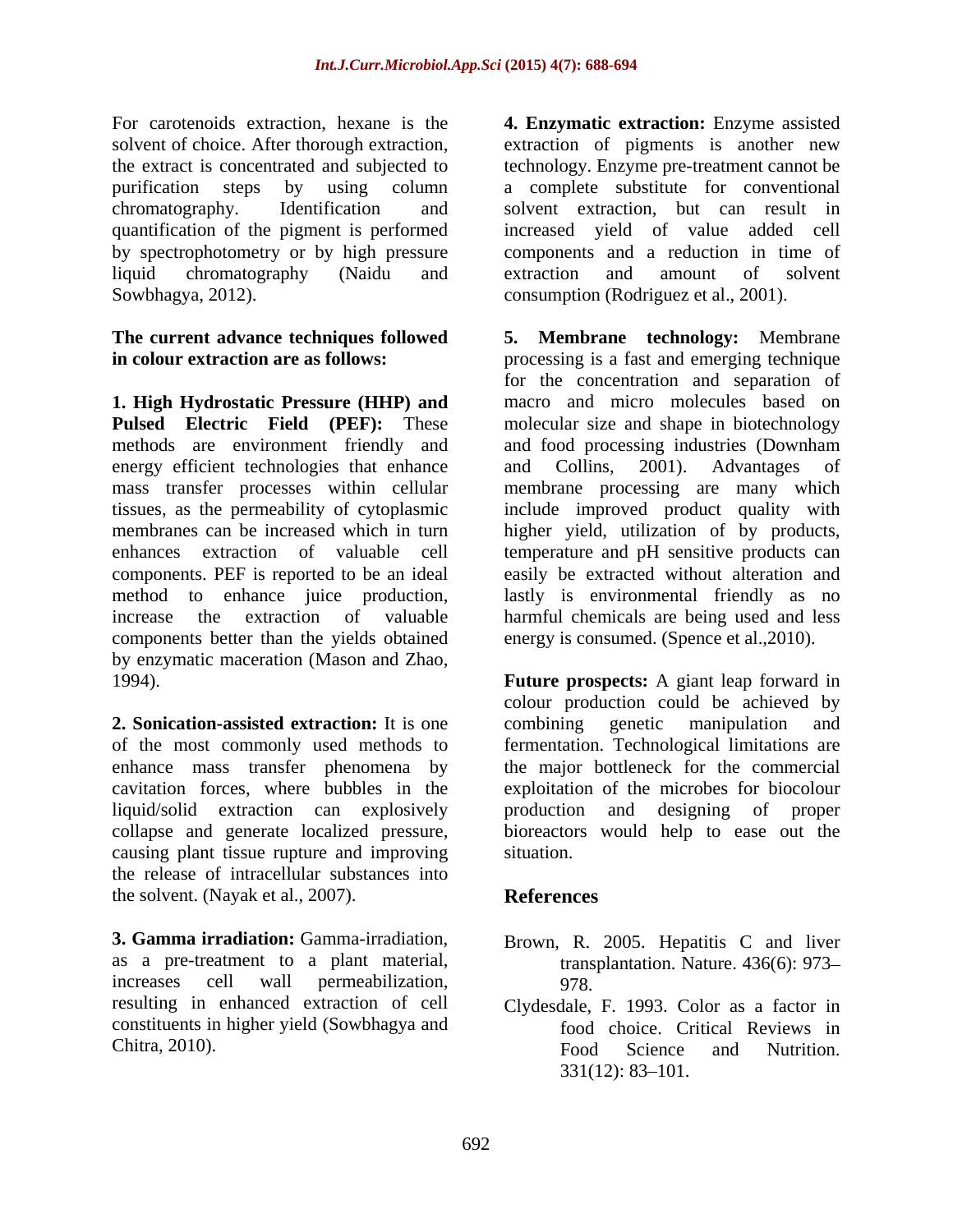For carotenoids extraction, hexane is the solvent of choice. After thorough extraction, the extract is concentrated and subjected to purification steps by using column chromatography. Identification and quantification of the pigment is performed by spectrophotometry or by high pressure liquid chromatography (Naidu and Sowbhagya, 2012).

**The current advance techniques followed in colour extraction are as follows:**

**1. High Hydrostatic Pressure (HHP) and Pulsed Electric Field (PEF):** These methods are environment friendly and energy efficient technologies that enhance mass transfer processes within cellular tissues, as the permeability of cytoplasmic membranes can be increased which in turn enhances extraction of valuable cell components. PEF is reported to be an ideal method to enhance juice production, increase the extraction of valuable components better than the yields obtained by enzymatic maceration (Mason and Zhao, 1994).

**2. Sonication-assisted extraction:** It is one of the most commonly used methods to enhance mass transfer phenomena by cavitation forces, where bubbles in the liquid/solid extraction can explosively collapse and generate localized pressure, causing plant tissue rupture and improving the release of intracellular substances into the solvent. (Nayak et al., 2007).

**3. Gamma irradiation:** Gamma-irradiation, as a pre-treatment to a plant material, increases cell wall permeabilization, resulting in enhanced extraction of cell constituents in higher yield (Sowbhagya and Chitra, 2010).

**4. Enzymatic extraction:** Enzyme assisted extraction of pigments is another new technology. Enzyme pre-treatment cannot be a complete substitute for conventional solvent extraction, but can result in increased yield of value added cell components and a reduction in time of extraction and amount of solvent consumption (Rodriguez et al., 2001).

**5. Membrane technology:** Membrane processing is a fast and emerging technique for the concentration and separation of macro and micro molecules based on molecular size and shape in biotechnology and food processing industries (Downham and Collins, 2001). Advantages of membrane processing are many which include improved product quality with higher yield, utilization of by products, temperature and pH sensitive products can easily be extracted without alteration and lastly is environmental friendly as no harmful chemicals are being used and less energy is consumed. (Spence et al.,2010).

**Future prospects:** A giant leap forward in colour production could be achieved by combining genetic manipulation and fermentation. Technological limitations are the major bottleneck for the commercial exploitation of the microbes for biocolour production and designing of proper bioreactors would help to ease out the situation.

## References

Brown, R. 2005. Hepatitis C and liver transplantation. Nature. 436(6): 973–978.

Clydesdale, F. 1993. Color as a factor in food choice. Critical Reviews in Food Science and Nutrition. 331(12): 83–101.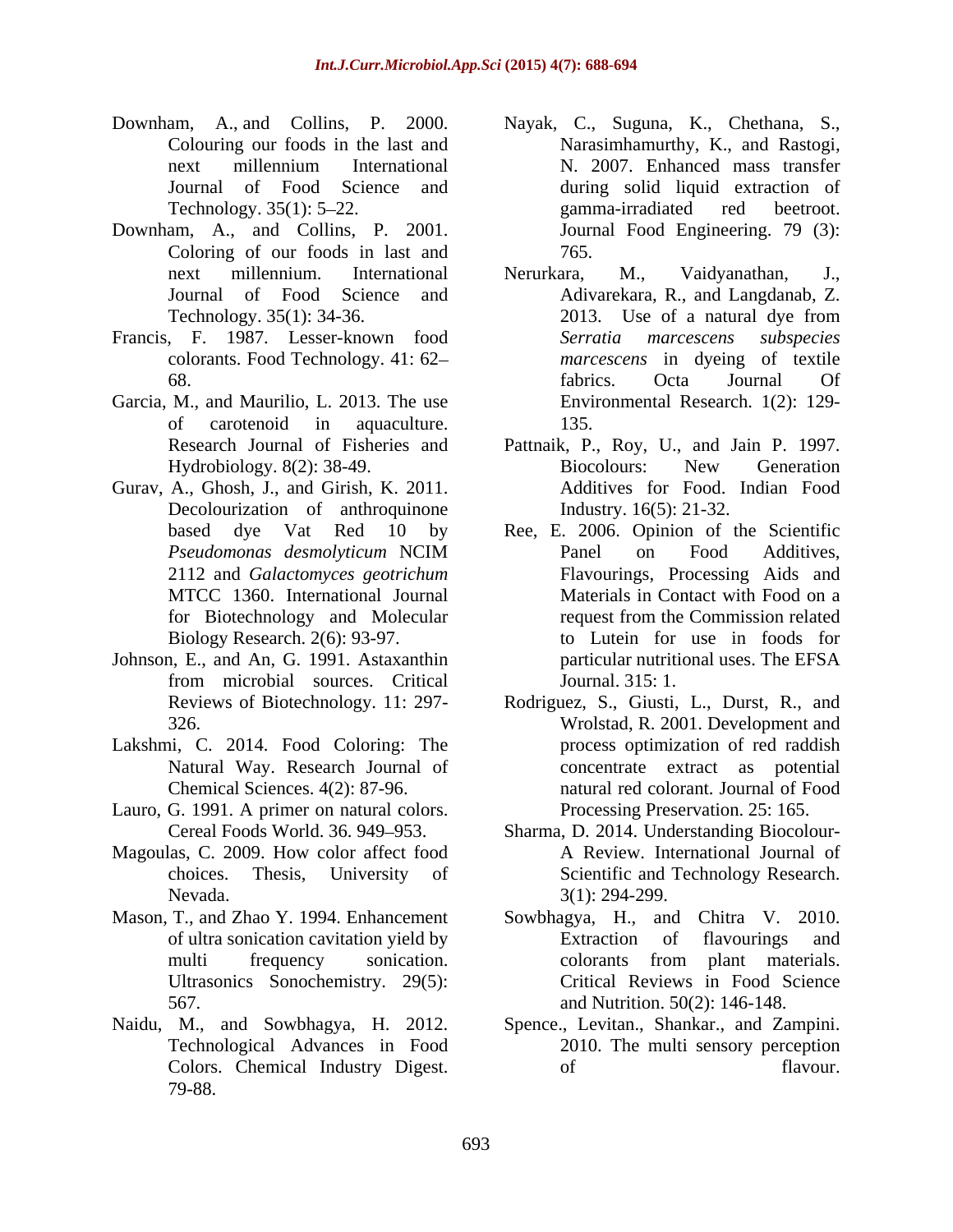Downham, A., and Collins, P. 2000. Colouring our foods in the last and next millennium International Journal of Food Science and Technology. 35(1): 5–22.

Downham, A., and Collins, P. 2001. Coloring of our foods in last and next millennium. International Journal of Food Science and Technology. 35(1): 34-36.

Francis, F. 1987. Lesser-known food colorants. Food Technology. 41: 62–68.

Garcia, M., and Maurilio, L. 2013. The use of carotenoid in aquaculture. Research Journal of Fisheries and Hydrobiology. 8(2): 38-49.

Gurav, A., Ghosh, J., and Girish, K. 2011. Decolourization of anthroquinone based dye Vat Red 10 by *Pseudomonas desmolyticum* NCIM 2112 and *Galactomyces geotrichum* MTCC 1360. International Journal for Biotechnology and Molecular Biology Research. 2(6): 93-97.

Johnson, E., and An, G. 1991. Astaxanthin from microbial sources. Critical Reviews of Biotechnology. 11: 297-326.

Lakshmi, C. 2014. Food Coloring: The Natural Way. Research Journal of Chemical Sciences. 4(2): 87-96.

Lauro, G. 1991. A primer on natural colors. Cereal Foods World. 36. 949–953.

Magoulas, C. 2009. How color affect food choices. Thesis, University of Nevada.

Mason, T., and Zhao Y. 1994. Enhancement of ultra sonication cavitation yield by multi frequency sonication. Ultrasonics Sonochemistry. 29(5): 567.

Naidu, M., and Sowbhagya, H. 2012. Technological Advances in Food Colors. Chemical Industry Digest. 79-88.

Nayak, C., Suguna, K., Chethana, S., Narasimhamurthy, K., and Rastogi, N. 2007. Enhanced mass transfer during solid liquid extraction of gamma-irradiated red beetroot. Journal Food Engineering. 79 (3): 765.

Nerurkara, M., Vaidyanathan, J., Adivarekara, R., and Langdanab, Z. 2013. Use of a natural dye from *Serratia marcescens subspecies marcescens* in dyeing of textile fabrics. Octa Journal Of Environmental Research. 1(2): 129-135.

Pattnaik, P., Roy, U., and Jain P. 1997. Biocolours: New Generation Additives for Food. Indian Food Industry. 16(5): 21-32.

Ree, E. 2006. Opinion of the Scientific Panel on Food Additives, Flavourings, Processing Aids and Materials in Contact with Food on a request from the Commission related to Lutein for use in foods for particular nutritional uses. The EFSA Journal. 315: 1.

Rodriguez, S., Giusti, L., Durst, R., and Wrolstad, R. 2001. Development and process optimization of red raddish concentrate extract as potential natural red colorant. Journal of Food Processing Preservation. 25: 165.

Sharma, D. 2014. Understanding Biocolour- A Review. International Journal of Scientific and Technology Research. 3(1): 294-299.

Sowbhagya, H., and Chitra V. 2010. Extraction of flavourings and colorants from plant materials. Critical Reviews in Food Science and Nutrition. 50(2): 146-148.

Spence., Levitan., Shankar., and Zampini. 2010. The multi sensory perception of flavour.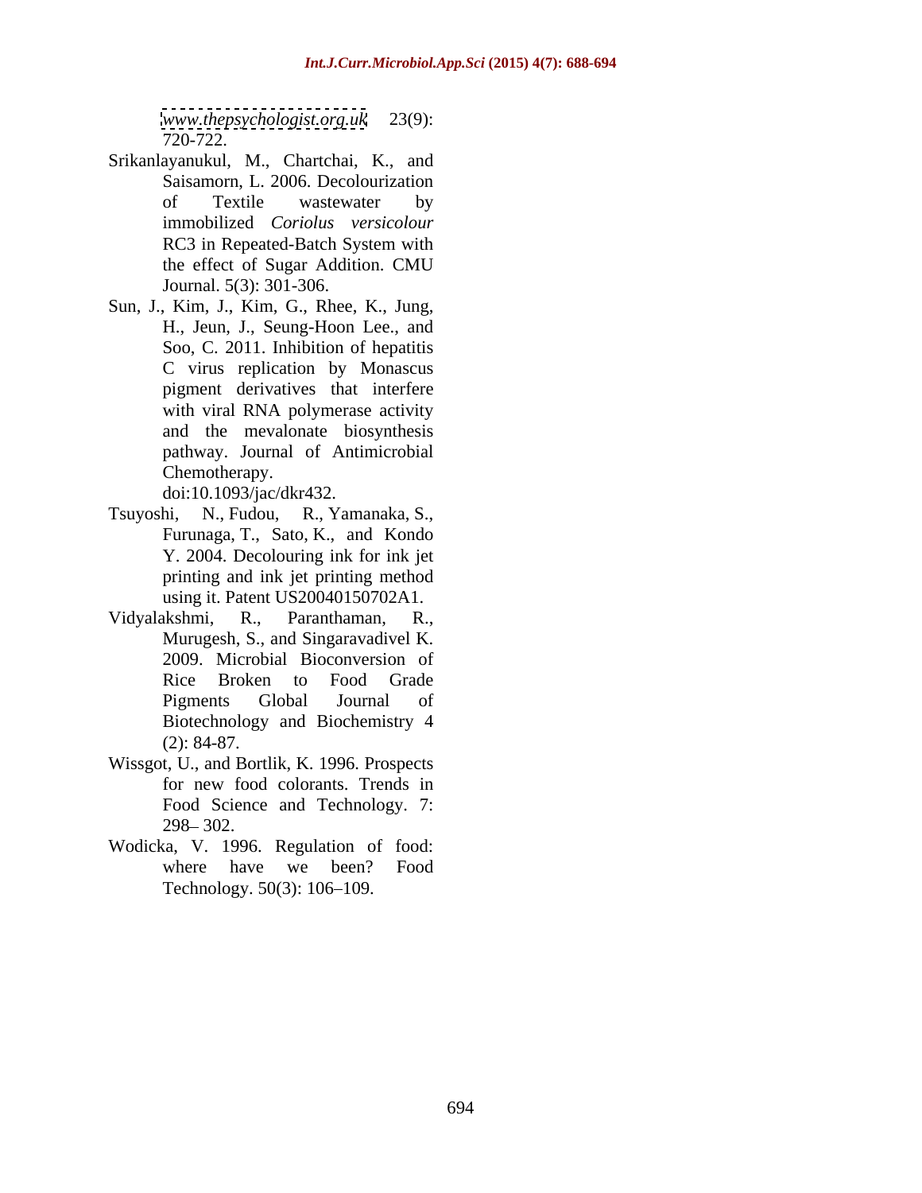www.thepsychologist.org.uk 23(9): 720-722.

Srikanlayanukul, M., Chartchai, K., and Saisamorn, L. 2006. Decolourization of Textile wastewater by immobilized *Coriolus versicolour* RC3 in Repeated-Batch System with the effect of Sugar Addition. CMU Journal. 5(3): 301-306.

Sun, J., Kim, J., Kim, G., Rhee, K., Jung, H., Jeun, J., Seung-Hoon Lee., and Soo, C. 2011. Inhibition of hepatitis C virus replication by Monascus pigment derivatives that interfere with viral RNA polymerase activity and the mevalonate biosynthesis pathway. Journal of Antimicrobial Chemotherapy. doi:10.1093/jac/dkr432.

Tsuyoshi, N., Fudou, R., Yamanaka, S., Furunaga, T., Sato, K., and Kondo Y. 2004. Decolouring ink for ink jet printing and ink jet printing method using it. Patent US20040150702A1.

Vidyalakshmi, R., Paranthaman, R., Murugesh, S., and Singaravadivel K. 2009. Microbial Bioconversion of Rice Broken to Food Grade Pigments Global Journal of Biotechnology and Biochemistry 4 (2): 84-87.

Wissgot, U., and Bortlik, K. 1996. Prospects for new food colorants. Trends in Food Science and Technology. 7: 298– 302.

Wodicka, V. 1996. Regulation of food: where have we been? Food Technology. 50(3): 106–109.